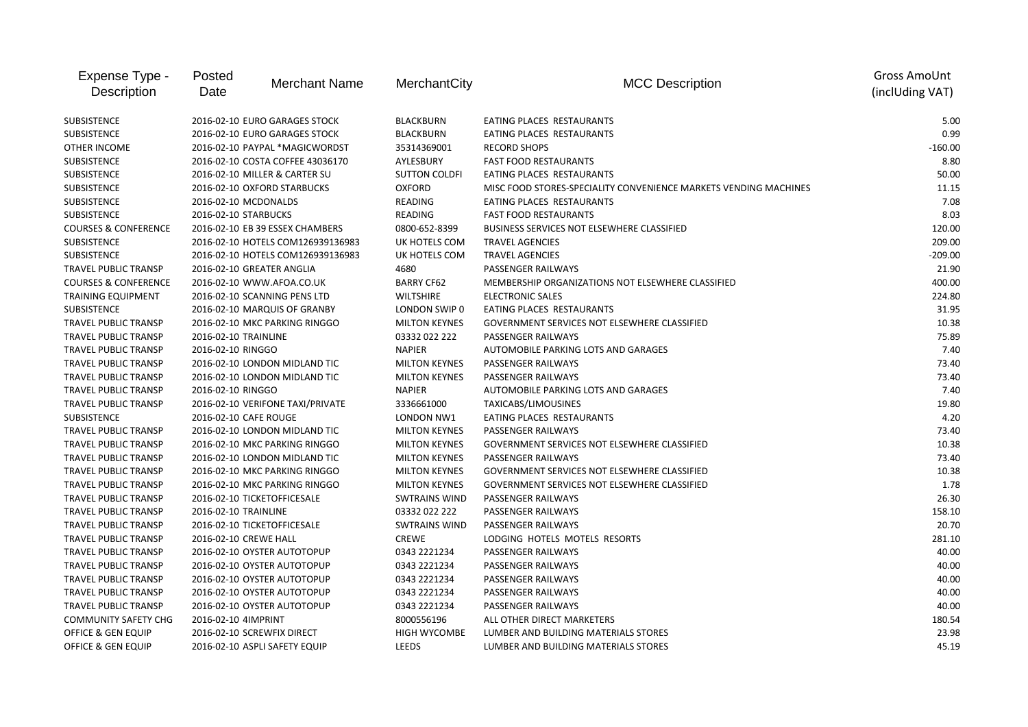| Expense Type - Description | Posted Date | Merchant Name | MerchantCity | MCC Description | Gross AmoUnt (inclUding VAT) |
|---|---|---|---|---|---|
| SUBSISTENCE | 2016-02-10 | EURO GARAGES STOCK | BLACKBURN | EATING PLACES RESTAURANTS | 5.00 |
| SUBSISTENCE | 2016-02-10 | EURO GARAGES STOCK | BLACKBURN | EATING PLACES RESTAURANTS | 0.99 |
| OTHER INCOME | 2016-02-10 | PAYPAL *MAGICWORDST | 35314369001 | RECORD SHOPS | -160.00 |
| SUBSISTENCE | 2016-02-10 | COSTA COFFEE 43036170 | AYLESBURY | FAST FOOD RESTAURANTS | 8.80 |
| SUBSISTENCE | 2016-02-10 | MILLER & CARTER SU | SUTTON COLDFI | EATING PLACES RESTAURANTS | 50.00 |
| SUBSISTENCE | 2016-02-10 | OXFORD STARBUCKS | OXFORD | MISC FOOD STORES-SPECIALITY CONVENIENCE MARKETS VENDING MACHINES | 11.15 |
| SUBSISTENCE | 2016-02-10 | MCDONALDS | READING | EATING PLACES RESTAURANTS | 7.08 |
| SUBSISTENCE | 2016-02-10 | STARBUCKS | READING | FAST FOOD RESTAURANTS | 8.03 |
| COURSES & CONFERENCE | 2016-02-10 | EB 39 ESSEX CHAMBERS | 0800-652-8399 | BUSINESS SERVICES NOT ELSEWHERE CLASSIFIED | 120.00 |
| SUBSISTENCE | 2016-02-10 | HOTELS COM126939136983 | UK HOTELS COM | TRAVEL AGENCIES | 209.00 |
| SUBSISTENCE | 2016-02-10 | HOTELS COM126939136983 | UK HOTELS COM | TRAVEL AGENCIES | -209.00 |
| TRAVEL PUBLIC TRANSP | 2016-02-10 | GREATER ANGLIA | 4680 | PASSENGER RAILWAYS | 21.90 |
| COURSES & CONFERENCE | 2016-02-10 | WWW.AFOA.CO.UK | BARRY CF62 | MEMBERSHIP ORGANIZATIONS NOT ELSEWHERE CLASSIFIED | 400.00 |
| TRAINING EQUIPMENT | 2016-02-10 | SCANNING PENS LTD | WILTSHIRE | ELECTRONIC SALES | 224.80 |
| SUBSISTENCE | 2016-02-10 | MARQUIS OF GRANBY | LONDON SWIP 0 | EATING PLACES RESTAURANTS | 31.95 |
| TRAVEL PUBLIC TRANSP | 2016-02-10 | MKC PARKING RINGGO | MILTON KEYNES | GOVERNMENT SERVICES NOT ELSEWHERE CLASSIFIED | 10.38 |
| TRAVEL PUBLIC TRANSP | 2016-02-10 | TRAINLINE | 03332 022 222 | PASSENGER RAILWAYS | 75.89 |
| TRAVEL PUBLIC TRANSP | 2016-02-10 | RINGGO | NAPIER | AUTOMOBILE PARKING LOTS AND GARAGES | 7.40 |
| TRAVEL PUBLIC TRANSP | 2016-02-10 | LONDON MIDLAND TIC | MILTON KEYNES | PASSENGER RAILWAYS | 73.40 |
| TRAVEL PUBLIC TRANSP | 2016-02-10 | LONDON MIDLAND TIC | MILTON KEYNES | PASSENGER RAILWAYS | 73.40 |
| TRAVEL PUBLIC TRANSP | 2016-02-10 | RINGGO | NAPIER | AUTOMOBILE PARKING LOTS AND GARAGES | 7.40 |
| TRAVEL PUBLIC TRANSP | 2016-02-10 | VERIFONE TAXI/PRIVATE | 3336661000 | TAXICABS/LIMOUSINES | 19.80 |
| SUBSISTENCE | 2016-02-10 | CAFE ROUGE | LONDON NW1 | EATING PLACES RESTAURANTS | 4.20 |
| TRAVEL PUBLIC TRANSP | 2016-02-10 | LONDON MIDLAND TIC | MILTON KEYNES | PASSENGER RAILWAYS | 73.40 |
| TRAVEL PUBLIC TRANSP | 2016-02-10 | MKC PARKING RINGGO | MILTON KEYNES | GOVERNMENT SERVICES NOT ELSEWHERE CLASSIFIED | 10.38 |
| TRAVEL PUBLIC TRANSP | 2016-02-10 | LONDON MIDLAND TIC | MILTON KEYNES | PASSENGER RAILWAYS | 73.40 |
| TRAVEL PUBLIC TRANSP | 2016-02-10 | MKC PARKING RINGGO | MILTON KEYNES | GOVERNMENT SERVICES NOT ELSEWHERE CLASSIFIED | 10.38 |
| TRAVEL PUBLIC TRANSP | 2016-02-10 | MKC PARKING RINGGO | MILTON KEYNES | GOVERNMENT SERVICES NOT ELSEWHERE CLASSIFIED | 1.78 |
| TRAVEL PUBLIC TRANSP | 2016-02-10 | TICKETOFFICESALE | SWTRAINS WIND | PASSENGER RAILWAYS | 26.30 |
| TRAVEL PUBLIC TRANSP | 2016-02-10 | TRAINLINE | 03332 022 222 | PASSENGER RAILWAYS | 158.10 |
| TRAVEL PUBLIC TRANSP | 2016-02-10 | TICKETOFFICESALE | SWTRAINS WIND | PASSENGER RAILWAYS | 20.70 |
| TRAVEL PUBLIC TRANSP | 2016-02-10 | CREWE HALL | CREWE | LODGING HOTELS MOTELS RESORTS | 281.10 |
| TRAVEL PUBLIC TRANSP | 2016-02-10 | OYSTER AUTOTOPUP | 0343 2221234 | PASSENGER RAILWAYS | 40.00 |
| TRAVEL PUBLIC TRANSP | 2016-02-10 | OYSTER AUTOTOPUP | 0343 2221234 | PASSENGER RAILWAYS | 40.00 |
| TRAVEL PUBLIC TRANSP | 2016-02-10 | OYSTER AUTOTOPUP | 0343 2221234 | PASSENGER RAILWAYS | 40.00 |
| TRAVEL PUBLIC TRANSP | 2016-02-10 | OYSTER AUTOTOPUP | 0343 2221234 | PASSENGER RAILWAYS | 40.00 |
| TRAVEL PUBLIC TRANSP | 2016-02-10 | OYSTER AUTOTOPUP | 0343 2221234 | PASSENGER RAILWAYS | 40.00 |
| COMMUNITY SAFETY CHG | 2016-02-10 | 4IMPRINT | 8000556196 | ALL OTHER DIRECT MARKETERS | 180.54 |
| OFFICE & GEN EQUIP | 2016-02-10 | SCREWFIX DIRECT | HIGH WYCOMBE | LUMBER AND BUILDING MATERIALS STORES | 23.98 |
| OFFICE & GEN EQUIP | 2016-02-10 | ASPLI SAFETY EQUIP | LEEDS | LUMBER AND BUILDING MATERIALS STORES | 45.19 |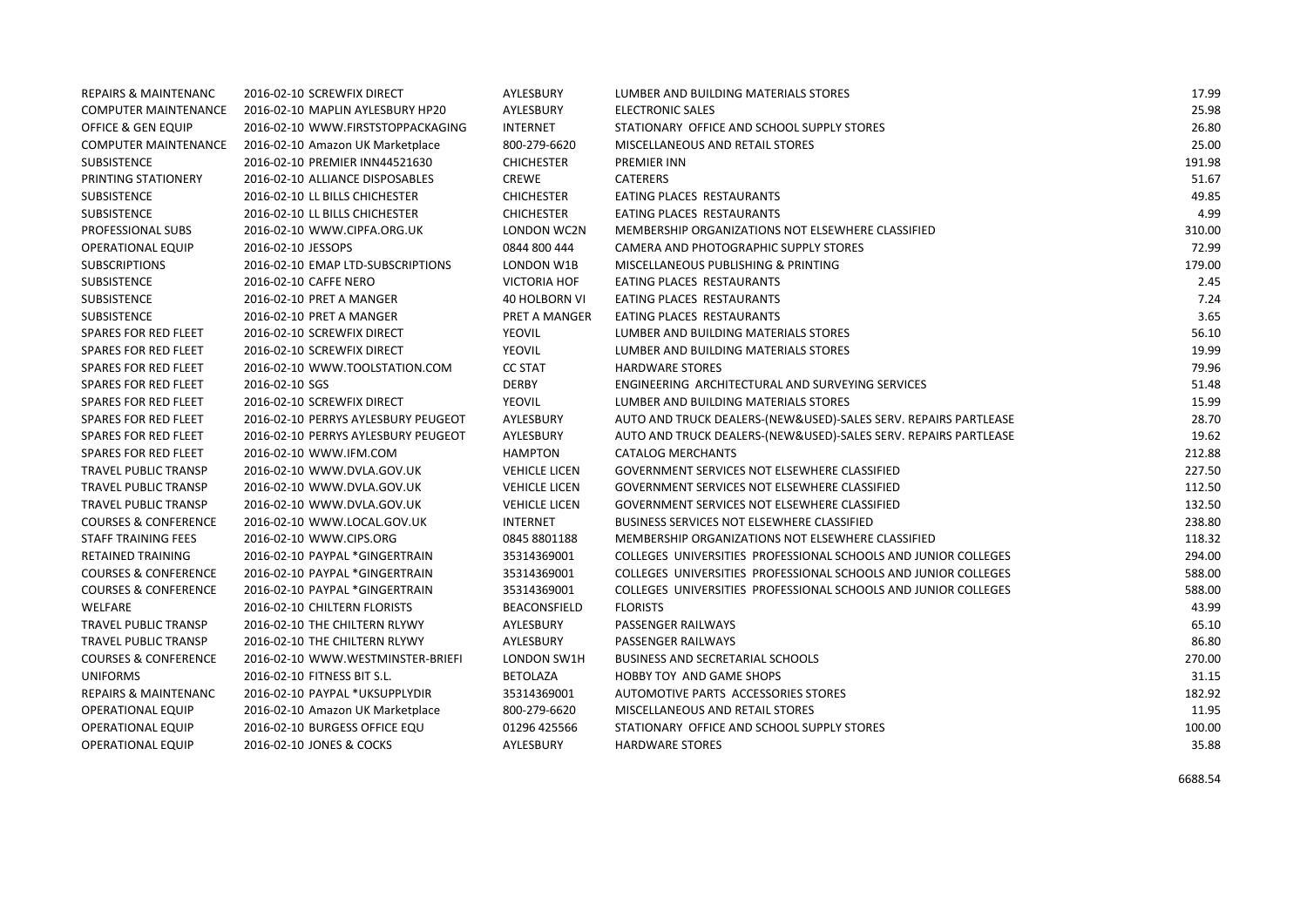| | | | | |
|---|---|---|---|---|
| REPAIRS & MAINTENANC | 2016-02-10 SCREWFIX DIRECT | AYLESBURY | LUMBER AND BUILDING MATERIALS STORES | 17.99 |
| COMPUTER MAINTENANCE | 2016-02-10 MAPLIN AYLESBURY HP20 | AYLESBURY | ELECTRONIC SALES | 25.98 |
| OFFICE & GEN EQUIP | 2016-02-10 WWW.FIRSTSTOPPACKAGING | INTERNET | STATIONARY OFFICE AND SCHOOL SUPPLY STORES | 26.80 |
| COMPUTER MAINTENANCE | 2016-02-10 Amazon UK Marketplace | 800-279-6620 | MISCELLANEOUS AND RETAIL STORES | 25.00 |
| SUBSISTENCE | 2016-02-10 PREMIER INN44521630 | CHICHESTER | PREMIER INN | 191.98 |
| PRINTING STATIONERY | 2016-02-10 ALLIANCE DISPOSABLES | CREWE | CATERERS | 51.67 |
| SUBSISTENCE | 2016-02-10 LL BILLS CHICHESTER | CHICHESTER | EATING PLACES RESTAURANTS | 49.85 |
| SUBSISTENCE | 2016-02-10 LL BILLS CHICHESTER | CHICHESTER | EATING PLACES RESTAURANTS | 4.99 |
| PROFESSIONAL SUBS | 2016-02-10 WWW.CIPFA.ORG.UK | LONDON WC2N | MEMBERSHIP ORGANIZATIONS NOT ELSEWHERE CLASSIFIED | 310.00 |
| OPERATIONAL EQUIP | 2016-02-10 JESSOPS | 0844 800 444 | CAMERA AND PHOTOGRAPHIC SUPPLY STORES | 72.99 |
| SUBSCRIPTIONS | 2016-02-10 EMAP LTD-SUBSCRIPTIONS | LONDON W1B | MISCELLANEOUS PUBLISHING & PRINTING | 179.00 |
| SUBSISTENCE | 2016-02-10 CAFFE NERO | VICTORIA HOF | EATING PLACES RESTAURANTS | 2.45 |
| SUBSISTENCE | 2016-02-10 PRET A MANGER | 40 HOLBORN VI | EATING PLACES RESTAURANTS | 7.24 |
| SUBSISTENCE | 2016-02-10 PRET A MANGER | PRET A MANGER | EATING PLACES RESTAURANTS | 3.65 |
| SPARES FOR RED FLEET | 2016-02-10 SCREWFIX DIRECT | YEOVIL | LUMBER AND BUILDING MATERIALS STORES | 56.10 |
| SPARES FOR RED FLEET | 2016-02-10 SCREWFIX DIRECT | YEOVIL | LUMBER AND BUILDING MATERIALS STORES | 19.99 |
| SPARES FOR RED FLEET | 2016-02-10 WWW.TOOLSTATION.COM | CC STAT | HARDWARE STORES | 79.96 |
| SPARES FOR RED FLEET | 2016-02-10 SGS | DERBY | ENGINEERING ARCHITECTURAL AND SURVEYING SERVICES | 51.48 |
| SPARES FOR RED FLEET | 2016-02-10 SCREWFIX DIRECT | YEOVIL | LUMBER AND BUILDING MATERIALS STORES | 15.99 |
| SPARES FOR RED FLEET | 2016-02-10 PERRYS AYLESBURY PEUGEOT | AYLESBURY | AUTO AND TRUCK DEALERS-(NEW&USED)-SALES SERV. REPAIRS PARTLEASE | 28.70 |
| SPARES FOR RED FLEET | 2016-02-10 PERRYS AYLESBURY PEUGEOT | AYLESBURY | AUTO AND TRUCK DEALERS-(NEW&USED)-SALES SERV. REPAIRS PARTLEASE | 19.62 |
| SPARES FOR RED FLEET | 2016-02-10 WWW.IFM.COM | HAMPTON | CATALOG MERCHANTS | 212.88 |
| TRAVEL PUBLIC TRANSP | 2016-02-10 WWW.DVLA.GOV.UK | VEHICLE LICEN | GOVERNMENT SERVICES NOT ELSEWHERE CLASSIFIED | 227.50 |
| TRAVEL PUBLIC TRANSP | 2016-02-10 WWW.DVLA.GOV.UK | VEHICLE LICEN | GOVERNMENT SERVICES NOT ELSEWHERE CLASSIFIED | 112.50 |
| TRAVEL PUBLIC TRANSP | 2016-02-10 WWW.DVLA.GOV.UK | VEHICLE LICEN | GOVERNMENT SERVICES NOT ELSEWHERE CLASSIFIED | 132.50 |
| COURSES & CONFERENCE | 2016-02-10 WWW.LOCAL.GOV.UK | INTERNET | BUSINESS SERVICES NOT ELSEWHERE CLASSIFIED | 238.80 |
| STAFF TRAINING FEES | 2016-02-10 WWW.CIPS.ORG | 0845 8801188 | MEMBERSHIP ORGANIZATIONS NOT ELSEWHERE CLASSIFIED | 118.32 |
| RETAINED TRAINING | 2016-02-10 PAYPAL *GINGERTRAIN | 35314369001 | COLLEGES UNIVERSITIES PROFESSIONAL SCHOOLS AND JUNIOR COLLEGES | 294.00 |
| COURSES & CONFERENCE | 2016-02-10 PAYPAL *GINGERTRAIN | 35314369001 | COLLEGES UNIVERSITIES PROFESSIONAL SCHOOLS AND JUNIOR COLLEGES | 588.00 |
| COURSES & CONFERENCE | 2016-02-10 PAYPAL *GINGERTRAIN | 35314369001 | COLLEGES UNIVERSITIES PROFESSIONAL SCHOOLS AND JUNIOR COLLEGES | 588.00 |
| WELFARE | 2016-02-10 CHILTERN FLORISTS | BEACONSFIELD | FLORISTS | 43.99 |
| TRAVEL PUBLIC TRANSP | 2016-02-10 THE CHILTERN RLYWY | AYLESBURY | PASSENGER RAILWAYS | 65.10 |
| TRAVEL PUBLIC TRANSP | 2016-02-10 THE CHILTERN RLYWY | AYLESBURY | PASSENGER RAILWAYS | 86.80 |
| COURSES & CONFERENCE | 2016-02-10 WWW.WESTMINSTER-BRIEFI | LONDON SW1H | BUSINESS AND SECRETARIAL SCHOOLS | 270.00 |
| UNIFORMS | 2016-02-10 FITNESS BIT S.L. | BETOLAZA | HOBBY TOY AND GAME SHOPS | 31.15 |
| REPAIRS & MAINTENANC | 2016-02-10 PAYPAL *UKSUPPLYDIR | 35314369001 | AUTOMOTIVE PARTS ACCESSORIES STORES | 182.92 |
| OPERATIONAL EQUIP | 2016-02-10 Amazon UK Marketplace | 800-279-6620 | MISCELLANEOUS AND RETAIL STORES | 11.95 |
| OPERATIONAL EQUIP | 2016-02-10 BURGESS OFFICE EQU | 01296 425566 | STATIONARY OFFICE AND SCHOOL SUPPLY STORES | 100.00 |
| OPERATIONAL EQUIP | 2016-02-10 JONES & COCKS | AYLESBURY | HARDWARE STORES | 35.88 |
| | | | | 6688.54 |